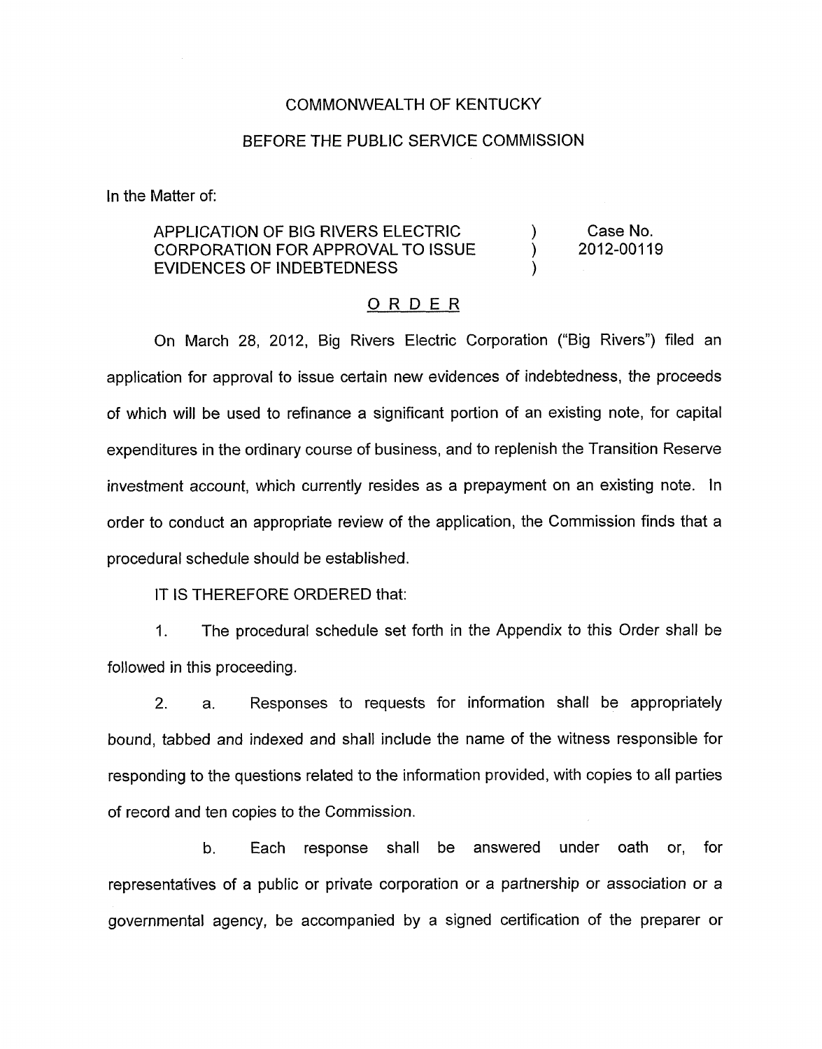COMMONWEALTH OF KENTUCKY

BEFORE THE PUBLIC SERVICE COMMISSION

In the Matter of:

| | | |
|---|---|---|
| APPLICATION OF BIG RIVERS ELECTRIC CORPORATION FOR APPROVAL TO ISSUE EVIDENCES OF INDEBTEDNESS | ) ) ) | Case No. 2012-00119 |

ORDER

On March 28, 2012, Big Rivers Electric Corporation ("Big Rivers") filed an application for approval to issue certain new evidences of indebtedness, the proceeds of which will be used to refinance a significant portion of an existing note, for capital expenditures in the ordinary course of business, and to replenish the Transition Reserve investment account, which currently resides as a prepayment on an existing note. In order to conduct an appropriate review of the application, the Commission finds that a procedural schedule should be established.

IT IS THEREFORE ORDERED that:

1. The procedural schedule set forth in the Appendix to this Order shall be followed in this proceeding.

2. a. Responses to requests for information shall be appropriately bound, tabbed and indexed and shall include the name of the witness responsible for responding to the questions related to the information provided, with copies to all parties of record and ten copies to the Commission.

b. Each response shall be answered under oath or, for representatives of a public or private corporation or a partnership or association or a governmental agency, be accompanied by a signed certification of the preparer or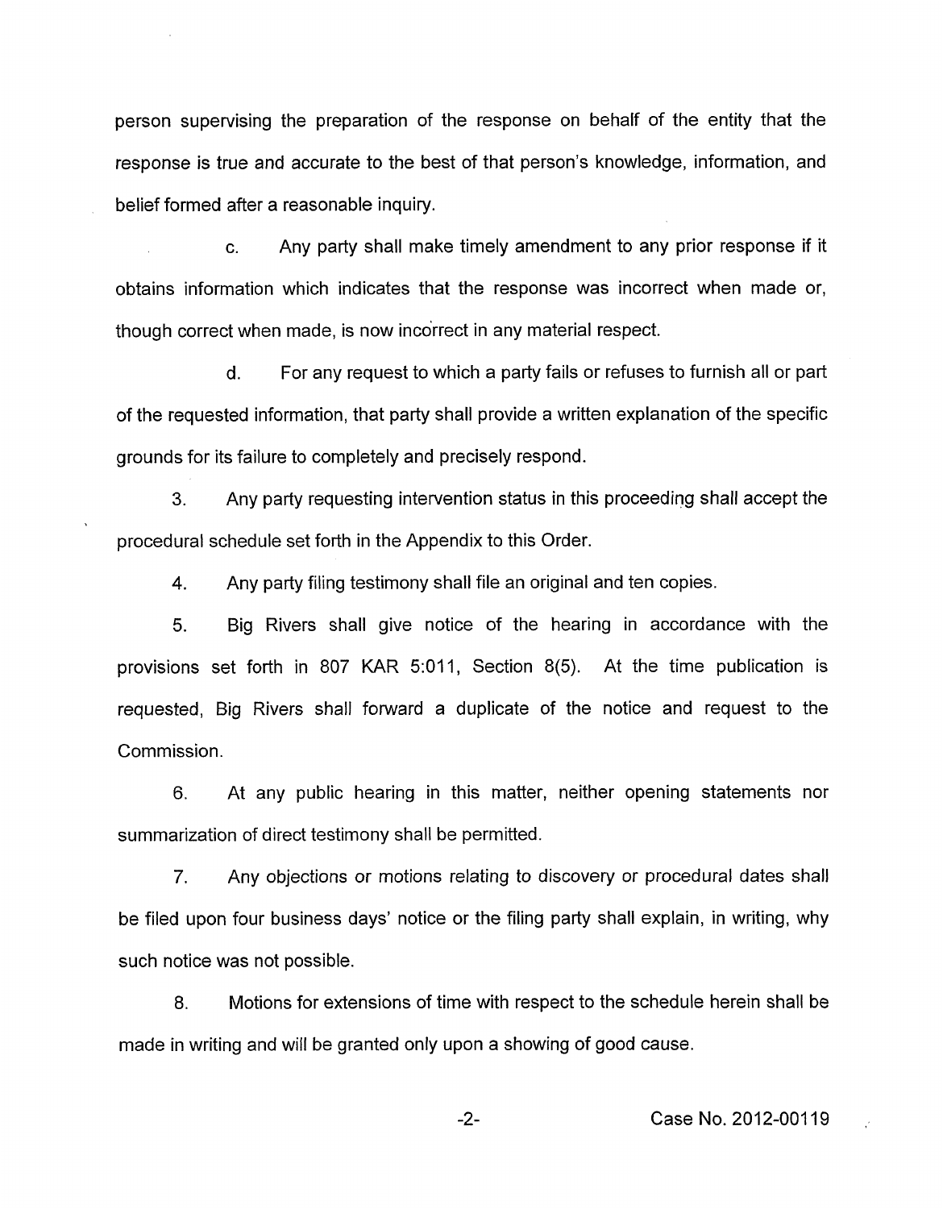person supervising the preparation of the response on behalf of the entity that the response is true and accurate to the best of that person's knowledge, information, and belief formed after a reasonable inquiry.

c. Any party shall make timely amendment to any prior response if it obtains information which indicates that the response was incorrect when made or, though correct when made, is now incorrect in any material respect.

d. For any request to which a party fails or refuses to furnish all or part of the requested information, that party shall provide a written explanation of the specific grounds for its failure to completely and precisely respond.

3. Any party requesting intervention status in this proceeding shall accept the procedural schedule set forth in the Appendix to this Order.

4. Any party filing testimony shall file an original and ten copies.

5. Big Rivers shall give notice of the hearing in accordance with the provisions set forth in 807 KAR 5:011, Section 8(5). At the time publication is requested, Big Rivers shall forward a duplicate of the notice and request to the Commission.

6. At any public hearing in this matter, neither opening statements nor summarization of direct testimony shall be permitted.

7. Any objections or motions relating to discovery or procedural dates shall be filed upon four business days' notice or the filing party shall explain, in writing, why such notice was not possible.

8. Motions for extensions of time with respect to the schedule herein shall be made in writing and will be granted only upon a showing of good cause.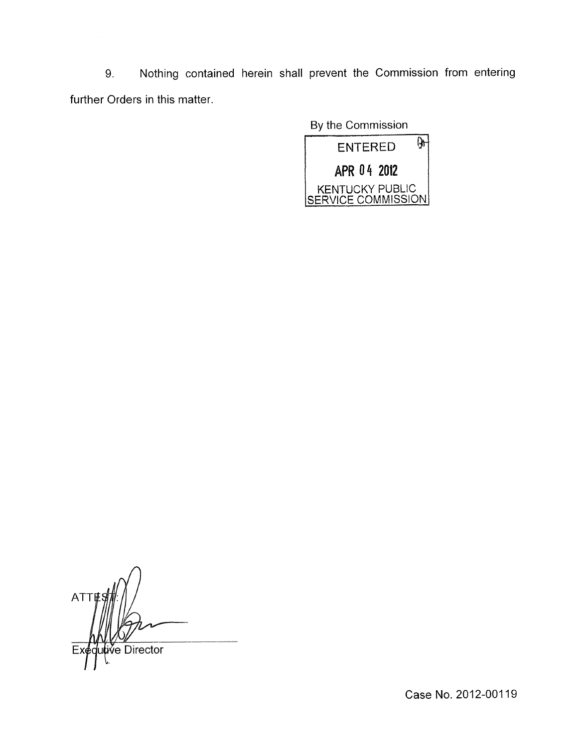9. Nothing contained herein shall prevent the Commission from entering further Orders in this matter.

By the Commission

ENTERED

APR 04 2012

KENTUCKY PUBLIC SERVICE COMMISSION

ATTEST:

Executive Director

Case No. 2012-00119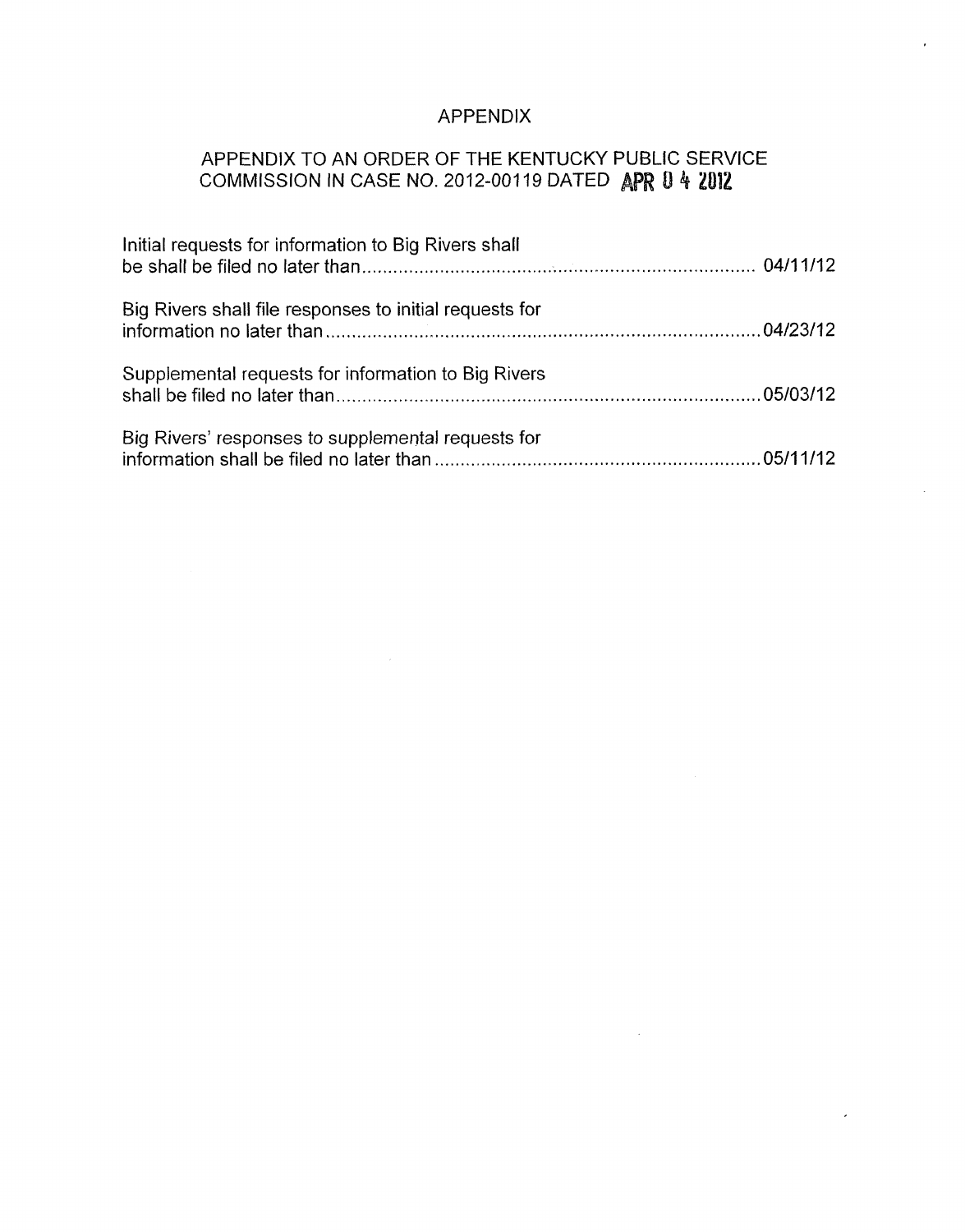# APPENDIX

## APPENDIX TO AN ORDER OF THE KENTUCKY PUBLIC SERVICE COMMISSION IN CASE NO. 2012-00119 DATED APR 04 2012

Initial requests for information to Big Rivers shall be shall be filed no later than .......... 04/11/12

Big Rivers shall file responses to initial requests for information no later than .......... 04/23/12

Supplemental requests for information to Big Rivers shall be filed no later than .......... 05/03/12

Big Rivers' responses to supplemental requests for information shall be filed no later than .......... 05/11/12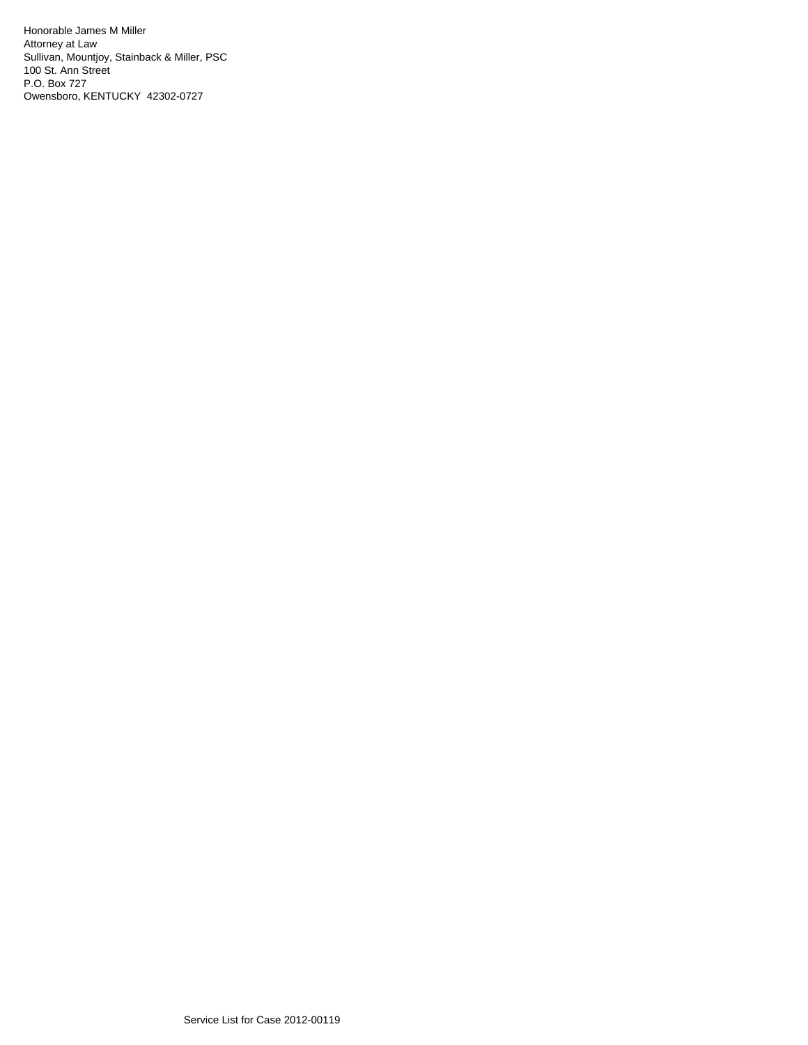Honorable James M Miller
Attorney at Law
Sullivan, Mountjoy, Stainback & Miller, PSC
100 St. Ann Street
P.O. Box 727
Owensboro, KENTUCKY 42302-0727